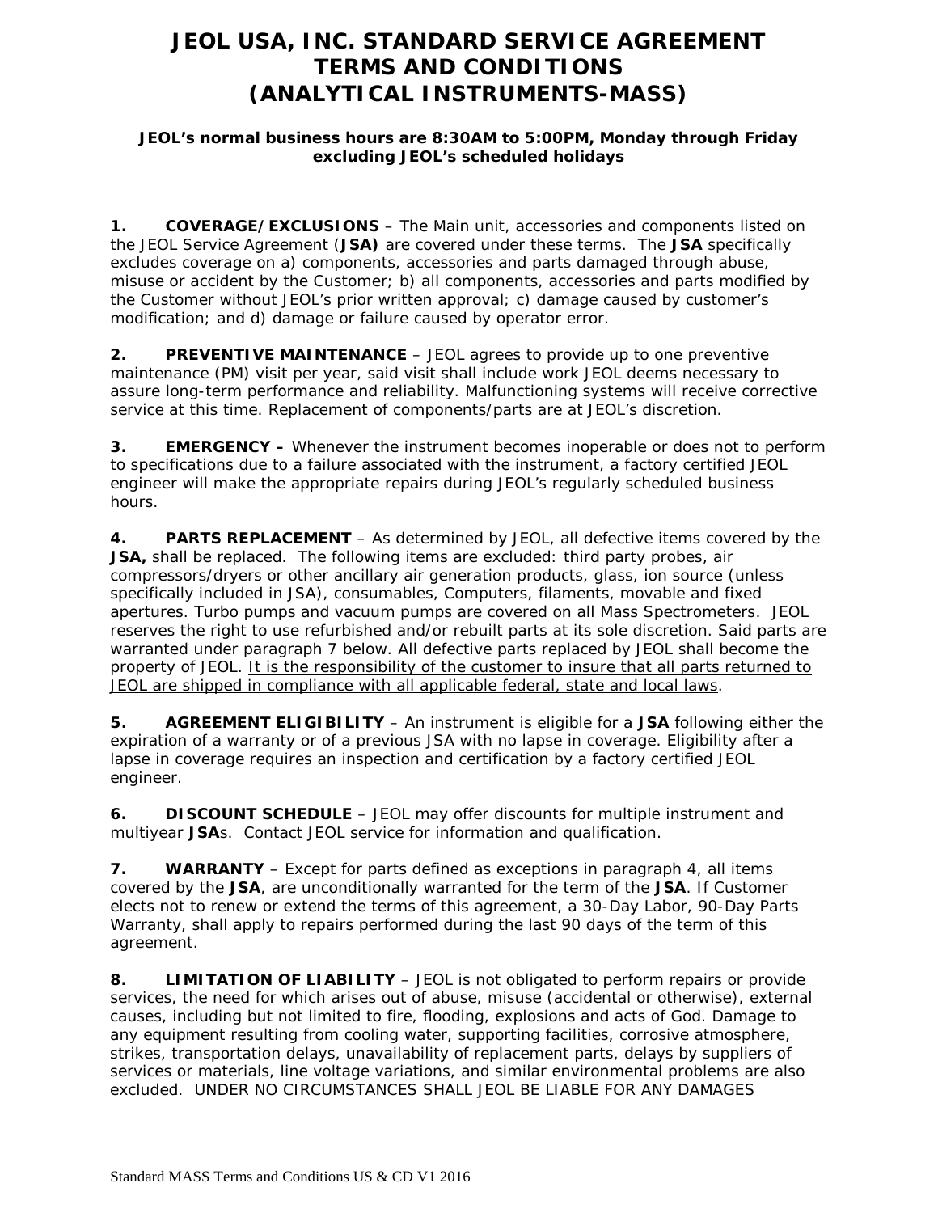# JEOL USA, INC. STANDARD SERVICE AGREEMENT TERMS AND CONDITIONS (ANALYTICAL INSTRUMENTS-MASS)

**JEOL's normal business hours are 8:30AM to 5:00PM, Monday through Friday excluding JEOL's scheduled holidays**

**1. COVERAGE/EXCLUSIONS** – The Main unit, accessories and components listed on the JEOL Service Agreement (**JSA)** are covered under these terms. The **JSA** specifically excludes coverage on a) components, accessories and parts damaged through abuse, misuse or accident by the Customer; b) all components, accessories and parts modified by the Customer without JEOL's prior written approval; c) damage caused by customer's modification; and d) damage or failure caused by operator error.

**2. PREVENTIVE MAINTENANCE** – JEOL agrees to provide up to one preventive maintenance (PM) visit per year, said visit shall include work JEOL deems necessary to assure long-term performance and reliability. Malfunctioning systems will receive corrective service at this time. Replacement of components/parts are at JEOL's discretion.

**3. EMERGENCY –** Whenever the instrument becomes inoperable or does not to perform to specifications due to a failure associated with the instrument, a factory certified JEOL engineer will make the appropriate repairs during JEOL's regularly scheduled business hours.

**4. PARTS REPLACEMENT** – As determined by JEOL, all defective items covered by the **JSA,** shall be replaced. The following items are excluded: third party probes, air compressors/dryers or other ancillary air generation products, glass, ion source (unless specifically included in JSA), consumables, Computers, filaments, movable and fixed apertures. Turbo pumps and vacuum pumps are covered on all Mass Spectrometers. JEOL reserves the right to use refurbished and/or rebuilt parts at its sole discretion. Said parts are warranted under paragraph 7 below. All defective parts replaced by JEOL shall become the property of JEOL. It is the responsibility of the customer to insure that all parts returned to JEOL are shipped in compliance with all applicable federal, state and local laws.

**5. AGREEMENT ELIGIBILITY** – An instrument is eligible for a **JSA** following either the expiration of a warranty or of a previous JSA with no lapse in coverage. Eligibility after a lapse in coverage requires an inspection and certification by a factory certified JEOL engineer.

**6. DISCOUNT SCHEDULE** – JEOL may offer discounts for multiple instrument and multiyear **JSA**s. Contact JEOL service for information and qualification.

**7. WARRANTY** – Except for parts defined as exceptions in paragraph 4, all items covered by the **JSA**, are unconditionally warranted for the term of the **JSA**. If Customer elects not to renew or extend the terms of this agreement, a 30-Day Labor, 90-Day Parts Warranty, shall apply to repairs performed during the last 90 days of the term of this agreement.

**8. LIMITATION OF LIABILITY** – JEOL is not obligated to perform repairs or provide services, the need for which arises out of abuse, misuse (accidental or otherwise), external causes, including but not limited to fire, flooding, explosions and acts of God. Damage to any equipment resulting from cooling water, supporting facilities, corrosive atmosphere, strikes, transportation delays, unavailability of replacement parts, delays by suppliers of services or materials, line voltage variations, and similar environmental problems are also excluded. UNDER NO CIRCUMSTANCES SHALL JEOL BE LIABLE FOR ANY DAMAGES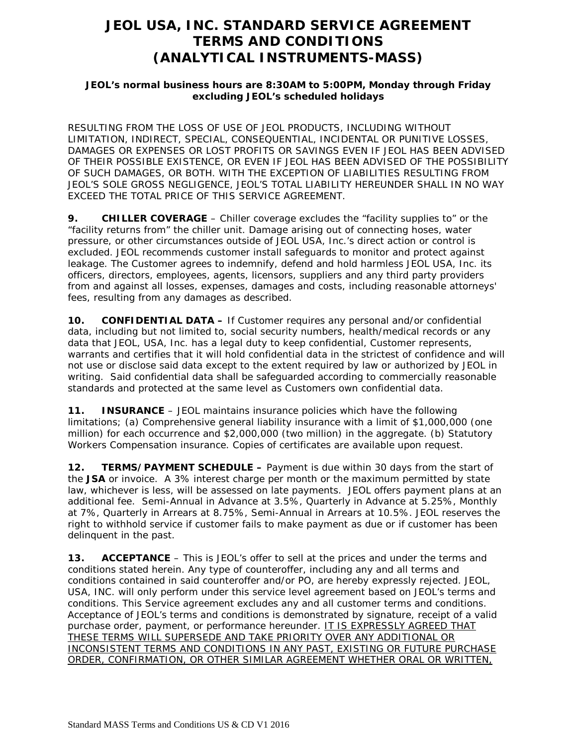# JEOL USA, INC. STANDARD SERVICE AGREEMENT TERMS AND CONDITIONS (ANALYTICAL INSTRUMENTS-MASS)

**JEOL's normal business hours are 8:30AM to 5:00PM, Monday through Friday excluding JEOL's scheduled holidays**

RESULTING FROM THE LOSS OF USE OF JEOL PRODUCTS, INCLUDING WITHOUT LIMITATION, INDIRECT, SPECIAL, CONSEQUENTIAL, INCIDENTAL OR PUNITIVE LOSSES, DAMAGES OR EXPENSES OR LOST PROFITS OR SAVINGS EVEN IF JEOL HAS BEEN ADVISED OF THEIR POSSIBLE EXISTENCE, OR EVEN IF JEOL HAS BEEN ADVISED OF THE POSSIBILITY OF SUCH DAMAGES, OR BOTH. WITH THE EXCEPTION OF LIABILITIES RESULTING FROM JEOL'S SOLE GROSS NEGLIGENCE, JEOL'S TOTAL LIABILITY HEREUNDER SHALL IN NO WAY EXCEED THE TOTAL PRICE OF THIS SERVICE AGREEMENT.

**9. CHILLER COVERAGE** – Chiller coverage excludes the "facility supplies to" or the "facility returns from" the chiller unit. Damage arising out of connecting hoses, water pressure, or other circumstances outside of JEOL USA, Inc.'s direct action or control is excluded. JEOL recommends customer install safeguards to monitor and protect against leakage. The Customer agrees to indemnify, defend and hold harmless JEOL USA, Inc. its officers, directors, employees, agents, licensors, suppliers and any third party providers from and against all losses, expenses, damages and costs, including reasonable attorneys' fees, resulting from any damages as described.

**10. CONFIDENTIAL DATA –** If Customer requires any personal and/or confidential data, including but not limited to, social security numbers, health/medical records or any data that JEOL, USA, Inc. has a legal duty to keep confidential, Customer represents, warrants and certifies that it will hold confidential data in the strictest of confidence and will not use or disclose said data except to the extent required by law or authorized by JEOL in writing. Said confidential data shall be safeguarded according to commercially reasonable standards and protected at the same level as Customers own confidential data.

**11. INSURANCE** – JEOL maintains insurance policies which have the following limitations; (a) Comprehensive general liability insurance with a limit of $1,000,000 (one million) for each occurrence and $2,000,000 (two million) in the aggregate. (b) Statutory Workers Compensation insurance. Copies of certificates are available upon request.

**12. TERMS/PAYMENT SCHEDULE –** Payment is due within 30 days from the start of the **JSA** or invoice. A 3% interest charge per month or the maximum permitted by state law, whichever is less, will be assessed on late payments. JEOL offers payment plans at an additional fee. Semi-Annual in Advance at 3.5%, Quarterly in Advance at 5.25%, Monthly at 7%, Quarterly in Arrears at 8.75%, Semi-Annual in Arrears at 10.5%. JEOL reserves the right to withhold service if customer fails to make payment as due or if customer has been delinquent in the past.

**13. ACCEPTANCE** – This is JEOL's offer to sell at the prices and under the terms and conditions stated herein. Any type of counteroffer, including any and all terms and conditions contained in said counteroffer and/or PO, are hereby expressly rejected. JEOL, USA, INC. will only perform under this service level agreement based on JEOL's terms and conditions. This Service agreement excludes any and all customer terms and conditions. Acceptance of JEOL's terms and conditions is demonstrated by signature, receipt of a valid purchase order, payment, or performance hereunder. IT IS EXPRESSLY AGREED THAT THESE TERMS WILL SUPERSEDE AND TAKE PRIORITY OVER ANY ADDITIONAL OR INCONSISTENT TERMS AND CONDITIONS IN ANY PAST, EXISTING OR FUTURE PURCHASE ORDER, CONFIRMATION, OR OTHER SIMILAR AGREEMENT WHETHER ORAL OR WRITTEN,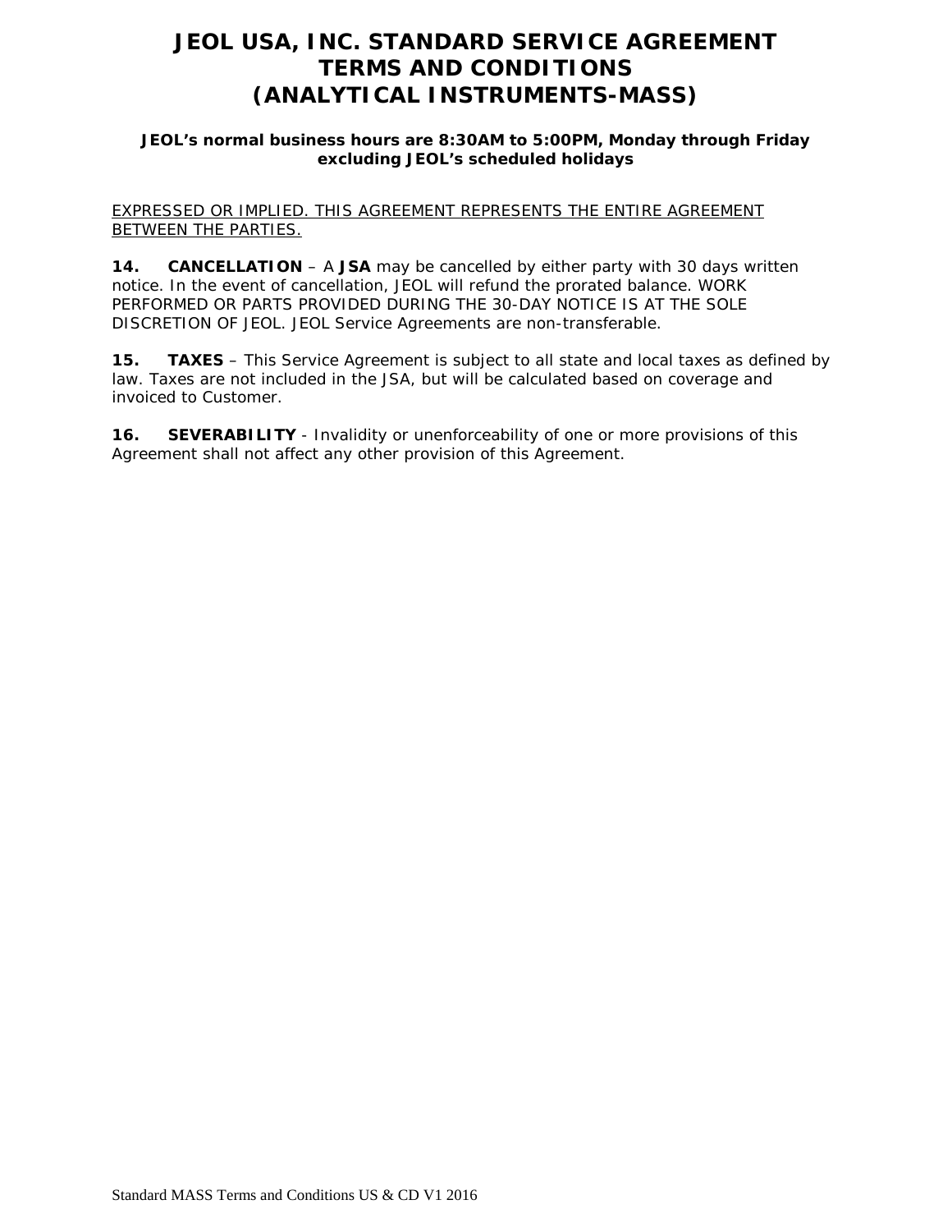EXPRESSED OR IMPLIED. THIS AGREEMENT REPRESENTS THE ENTIRE AGREEMENT BETWEEN THE PARTIES.

**14. CANCELLATION** – A **JSA** may be cancelled by either party with 30 days written notice. In the event of cancellation, JEOL will refund the prorated balance. WORK PERFORMED OR PARTS PROVIDED DURING THE 30-DAY NOTICE IS AT THE SOLE DISCRETION OF JEOL. JEOL Service Agreements are non-transferable.

**15. TAXES** – This Service Agreement is subject to all state and local taxes as defined by law. Taxes are not included in the JSA, but will be calculated based on coverage and invoiced to Customer.

**16. SEVERABILITY** - Invalidity or unenforceability of one or more provisions of this Agreement shall not affect any other provision of this Agreement.